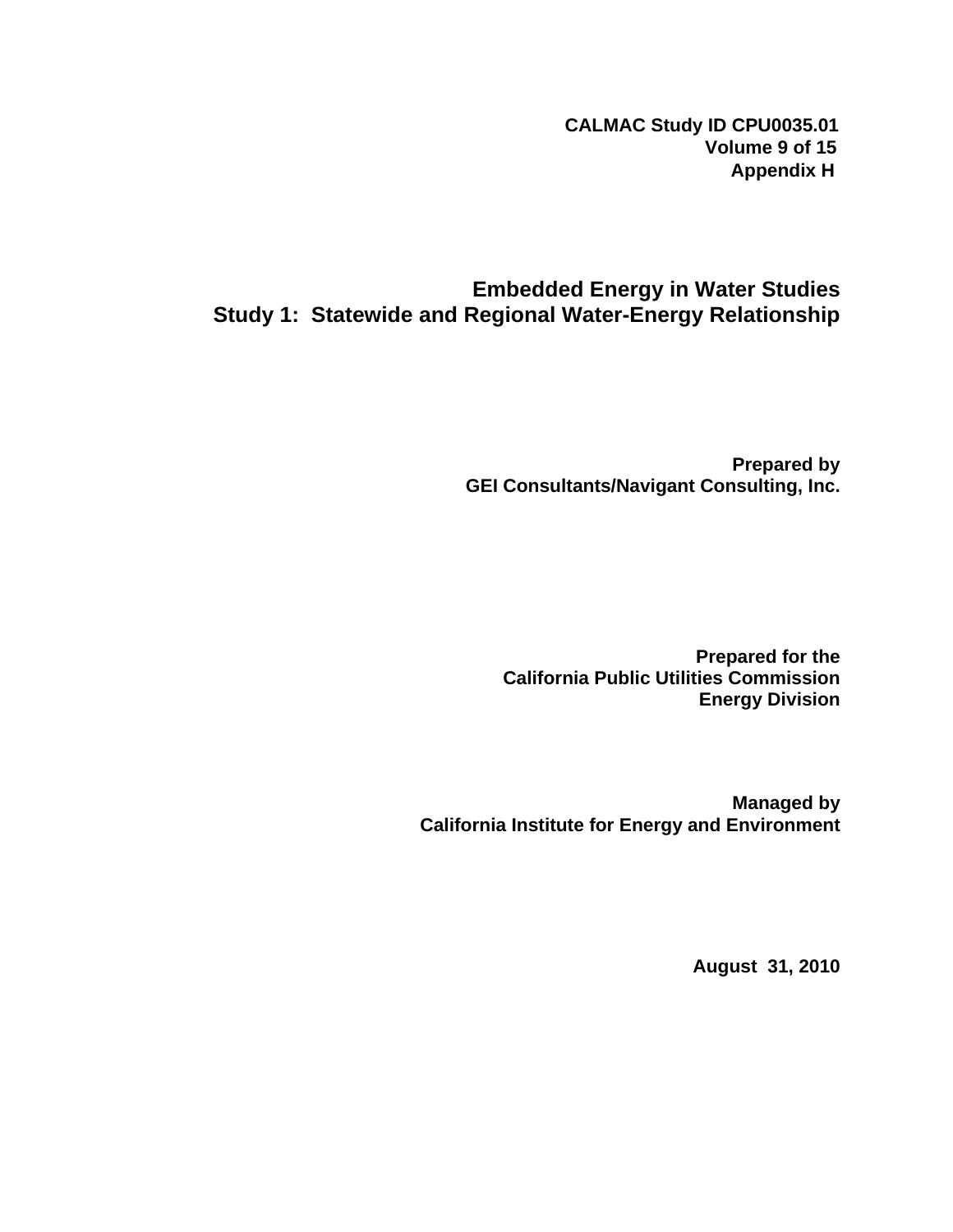**CALMAC Study ID CPU0035.01**
**Volume 9 of 15**
**Appendix H**

# Embedded Energy in Water Studies
# Study 1: Statewide and Regional Water-Energy Relationship

**Prepared by**
**GEI Consultants/Navigant Consulting, Inc.**

**Prepared for the**
**California Public Utilities Commission**
**Energy Division**

**Managed by**
**California Institute for Energy and Environment**

**August 31, 2010**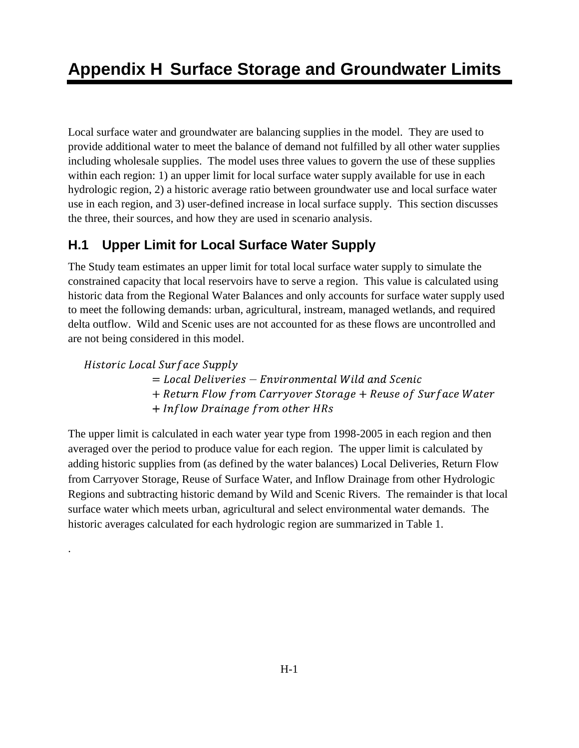# Appendix H Surface Storage and Groundwater Limits

Local surface water and groundwater are balancing supplies in the model. They are used to provide additional water to meet the balance of demand not fulfilled by all other water supplies including wholesale supplies. The model uses three values to govern the use of these supplies within each region: 1) an upper limit for local surface water supply available for use in each hydrologic region, 2) a historic average ratio between groundwater use and local surface water use in each region, and 3) user-defined increase in local surface supply. This section discusses the three, their sources, and how they are used in scenario analysis.

## H.1 Upper Limit for Local Surface Water Supply

The Study team estimates an upper limit for total local surface water supply to simulate the constrained capacity that local reservoirs have to serve a region. This value is calculated using historic data from the Regional Water Balances and only accounts for surface water supply used to meet the following demands: urban, agricultural, instream, managed wetlands, and required delta outflow. Wild and Scenic uses are not accounted for as these flows are uncontrolled and are not being considered in this model.

$$
\begin{aligned}
\mathit{Historic\ Local\ Surface\ Supply} \\
&= \mathit{Local\ Deliveries} - \mathit{Environmental\ Wild\ and\ Scenic} \\
&+ \mathit{Return\ Flow\ from\ Carryover\ Storage} + \mathit{Reuse\ of\ Surface\ Water} \\
&+ \mathit{Inflow\ Drainage\ from\ other\ HRs}
\end{aligned}
$$

The upper limit is calculated in each water year type from 1998-2005 in each region and then averaged over the period to produce value for each region. The upper limit is calculated by adding historic supplies from (as defined by the water balances) Local Deliveries, Return Flow from Carryover Storage, Reuse of Surface Water, and Inflow Drainage from other Hydrologic Regions and subtracting historic demand by Wild and Scenic Rivers. The remainder is that local surface water which meets urban, agricultural and select environmental water demands. The historic averages calculated for each hydrologic region are summarized in Table 1.

.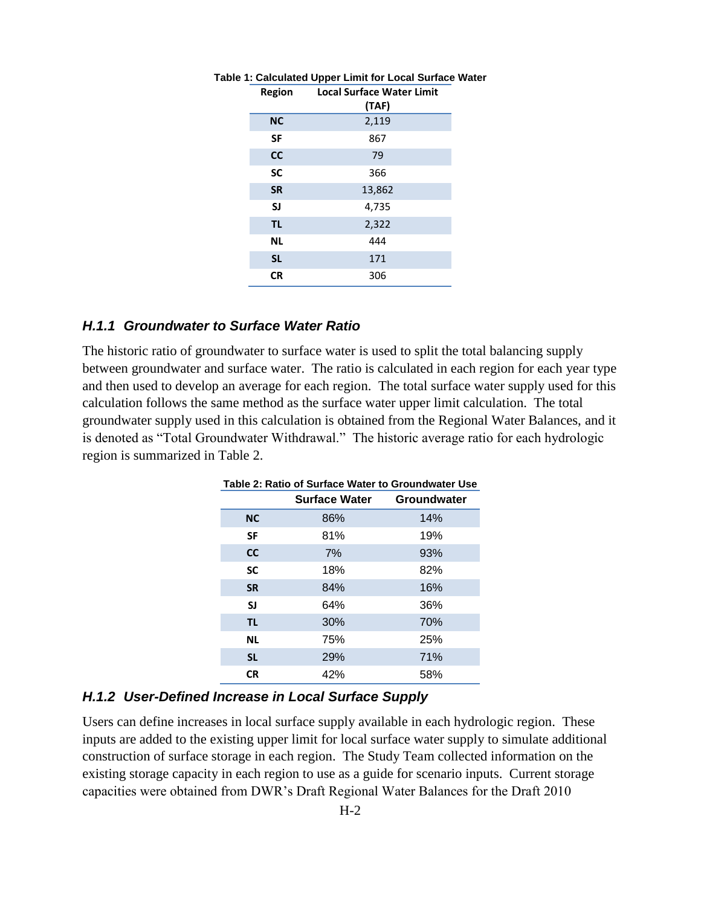**Table 1: Calculated Upper Limit for Local Surface Water**

| Region | Local Surface Water Limit (TAF) |
|---|---|
| **NC** | 2,119 |
| **SF** | 867 |
| **CC** | 79 |
| **SC** | 366 |
| **SR** | 13,862 |
| **SJ** | 4,735 |
| **TL** | 2,322 |
| **NL** | 444 |
| **SL** | 171 |
| **CR** | 306 |

### *H.1.1 Groundwater to Surface Water Ratio*

The historic ratio of groundwater to surface water is used to split the total balancing supply between groundwater and surface water. The ratio is calculated in each region for each year type and then used to develop an average for each region. The total surface water supply used for this calculation follows the same method as the surface water upper limit calculation. The total groundwater supply used in this calculation is obtained from the Regional Water Balances, and it is denoted as "Total Groundwater Withdrawal." The historic average ratio for each hydrologic region is summarized in Table 2.

**Table 2: Ratio of Surface Water to Groundwater Use**

| | Surface Water | Groundwater |
|---|---|---|
| **NC** | 86% | 14% |
| **SF** | 81% | 19% |
| **CC** | 7% | 93% |
| **SC** | 18% | 82% |
| **SR** | 84% | 16% |
| **SJ** | 64% | 36% |
| **TL** | 30% | 70% |
| **NL** | 75% | 25% |
| **SL** | 29% | 71% |
| **CR** | 42% | 58% |

### *H.1.2 User-Defined Increase in Local Surface Supply*

Users can define increases in local surface supply available in each hydrologic region. These inputs are added to the existing upper limit for local surface water supply to simulate additional construction of surface storage in each region. The Study Team collected information on the existing storage capacity in each region to use as a guide for scenario inputs. Current storage capacities were obtained from DWR's Draft Regional Water Balances for the Draft 2010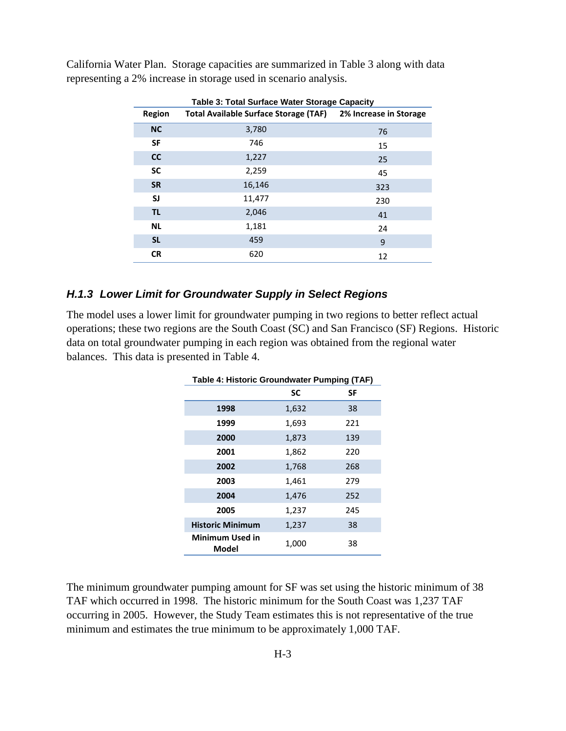California Water Plan. Storage capacities are summarized in Table 3 along with data representing a 2% increase in storage used in scenario analysis.

**Table 3: Total Surface Water Storage Capacity**

| Region | Total Available Surface Storage (TAF) | 2% Increase in Storage |
|---|---|---|
| **NC** | 3,780 | 76 |
| **SF** | 746 | 15 |
| **CC** | 1,227 | 25 |
| **SC** | 2,259 | 45 |
| **SR** | 16,146 | 323 |
| **SJ** | 11,477 | 230 |
| **TL** | 2,046 | 41 |
| **NL** | 1,181 | 24 |
| **SL** | 459 | 9 |
| **CR** | 620 | 12 |

### *H.1.3 Lower Limit for Groundwater Supply in Select Regions*

The model uses a lower limit for groundwater pumping in two regions to better reflect actual operations; these two regions are the South Coast (SC) and San Francisco (SF) Regions. Historic data on total groundwater pumping in each region was obtained from the regional water balances. This data is presented in Table 4.

**Table 4: Historic Groundwater Pumping (TAF)**

| | SC | SF |
|---|---|---|
| **1998** | 1,632 | 38 |
| **1999** | 1,693 | 221 |
| **2000** | 1,873 | 139 |
| **2001** | 1,862 | 220 |
| **2002** | 1,768 | 268 |
| **2003** | 1,461 | 279 |
| **2004** | 1,476 | 252 |
| **2005** | 1,237 | 245 |
| **Historic Minimum** | 1,237 | 38 |
| **Minimum Used in Model** | 1,000 | 38 |

The minimum groundwater pumping amount for SF was set using the historic minimum of 38 TAF which occurred in 1998. The historic minimum for the South Coast was 1,237 TAF occurring in 2005. However, the Study Team estimates this is not representative of the true minimum and estimates the true minimum to be approximately 1,000 TAF.